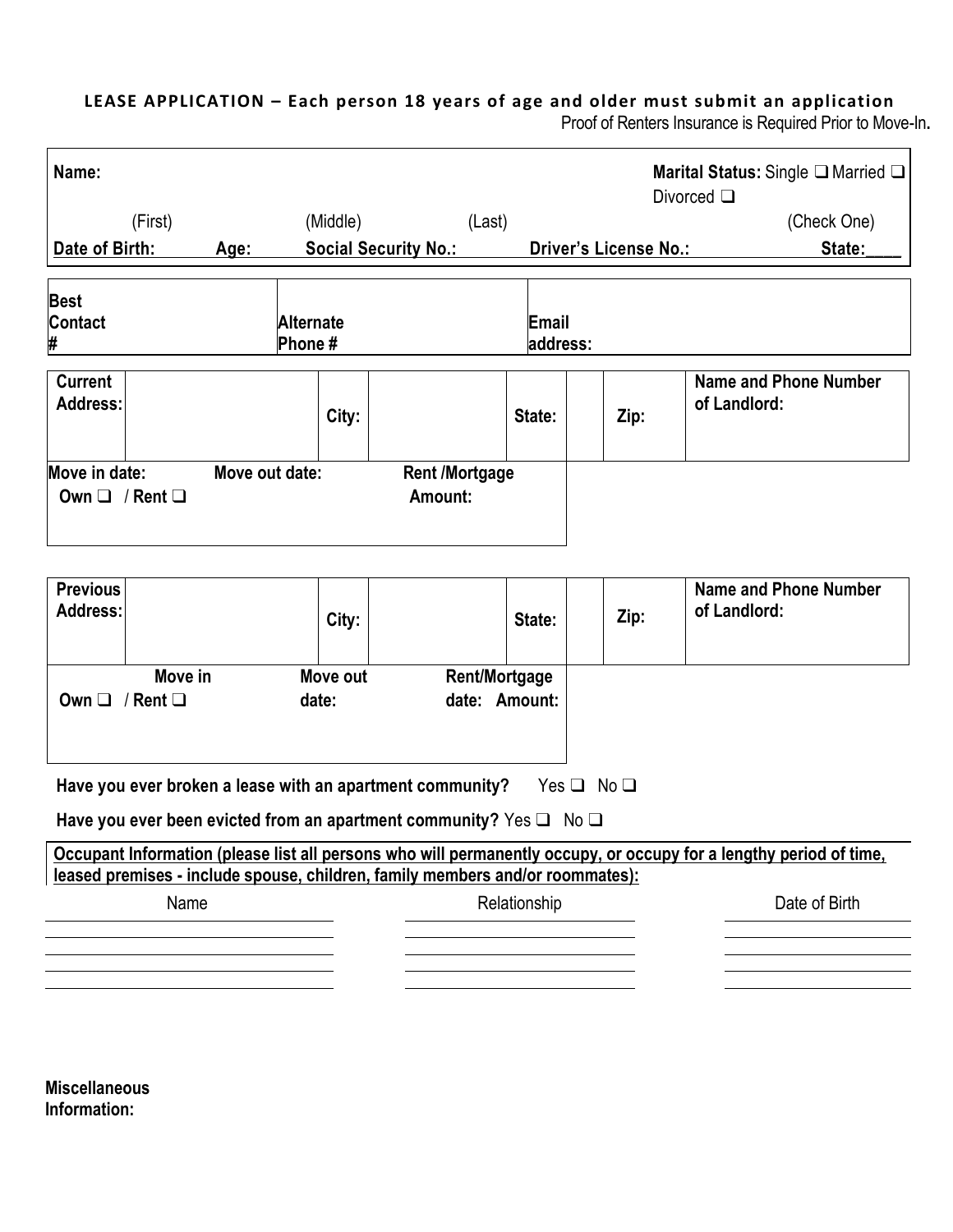**LEASE APPLICATION – Each person 18 years of age and older must submit an application**

Proof of Renters Insurance is Required Prior to Move-In.

| **Name:** | | | **Marital Status:** Single ❑ Married ❑ Divorced ❑ |
|---|---|---|---|
| (First) | (Middle) | (Last) | (Check One) |
| **Date of Birth:** **Age:** | **Social Security No.:** | **Driver's License No.:** | **State:____** |

| **Best Contact #** | **Alternate Phone #** | **Email address:** |
|---|---|---|
| | | |

| **Current Address:** | | **City:** | | **State:** | | **Zip:** | **Name and Phone Number of Landlord:** |
|---|---|---|---|---|---|---|---|
| **Move in date:** **Own ❑ / Rent ❑** | | **Move out date:** | | **Rent /Mortgage Amount:** | | | |

| **Previous Address:** | | **City:** | | **State:** | | **Zip:** | **Name and Phone Number of Landlord:** |
|---|---|---|---|---|---|---|---|
| **Own ❑ / Rent ❑** | **Move in** | **Move out date:** | | **Rent/Mortgage date: Amount:** | | | |

**Have you ever broken a lease with an apartment community?** Yes ❑ No ❑

**Have you ever been evicted from an apartment community?** Yes ❑ No ❑

**Occupant Information (please list all persons who will permanently occupy, or occupy for a lengthy period of time, leased premises - include spouse, children, family members and/or roommates):**

| Name | Relationship | Date of Birth |
|---|---|---|
| | | |
| | | |
| | | |
| | | |

**Miscellaneous Information:**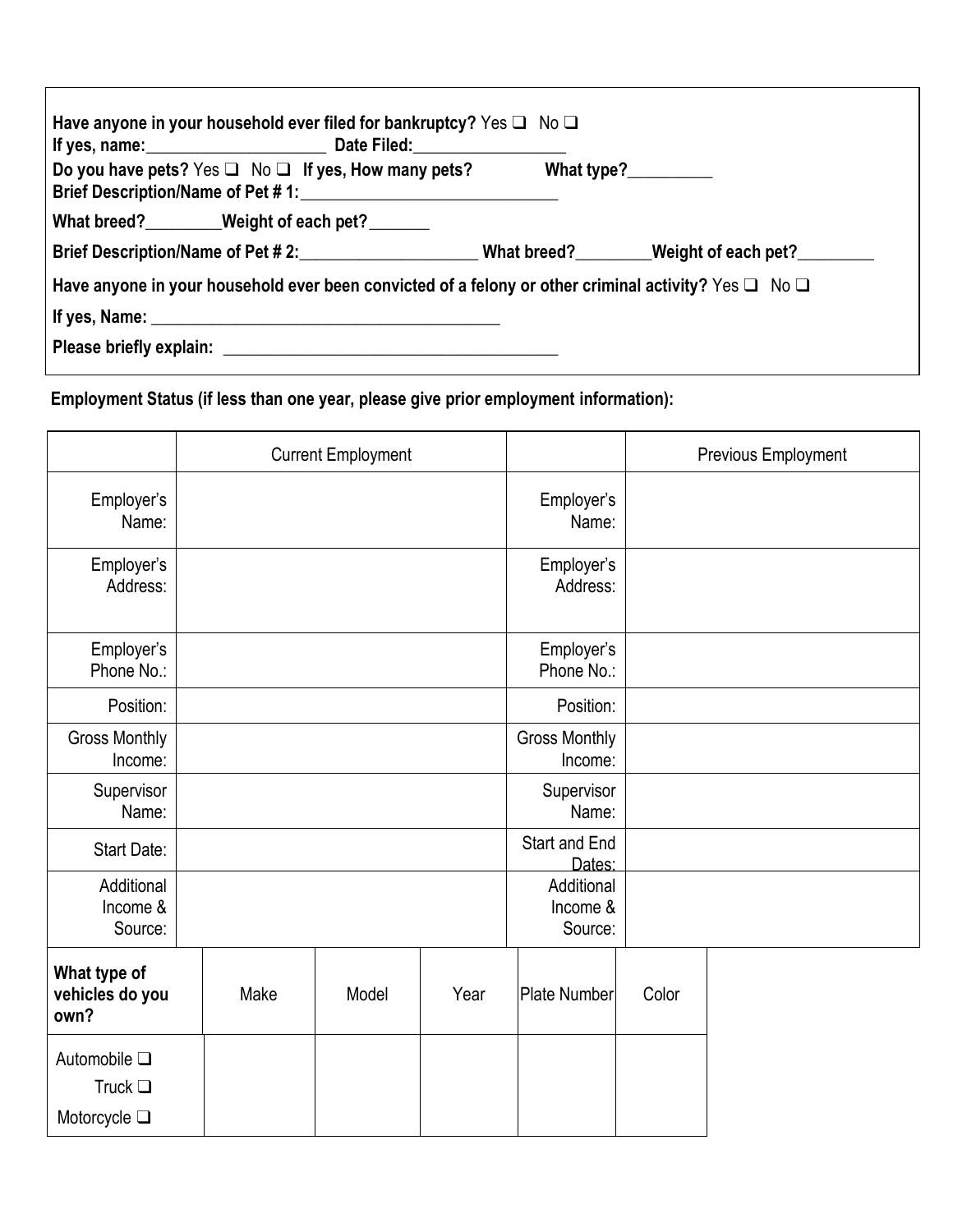**Have anyone in your household ever filed for bankruptcy?** Yes ❑ No ❑
**If yes, name:**_____________________ **Date Filed:**_________________

**Do you have pets?** Yes ❑ No ❑ **If yes, How many pets?** **What type?**_________
**Brief Description/Name of Pet # 1:**______________________________

**What breed?**________**Weight of each pet?**_______

**Brief Description/Name of Pet # 2:**____________________ **What breed?**________**Weight of each pet?**________

**Have anyone in your household ever been convicted of a felony or other criminal activity?** Yes ❑ No ❑

**If yes, Name:** ________________________________________

**Please briefly explain:** ______________________________________

**Employment Status (if less than one year, please give prior employment information):**

| | Current Employment | | Previous Employment |
|---|---|---|---|
| Employer's Name: | | Employer's Name: | |
| Employer's Address: | | Employer's Address: | |
| Employer's Phone No.: | | Employer's Phone No.: | |
| Position: | | Position: | |
| Gross Monthly Income: | | Gross Monthly Income: | |
| Supervisor Name: | | Supervisor Name: | |
| Start Date: | | Start and End Dates: | |
| Additional Income & Source: | | Additional Income & Source: | |

| **What type of vehicles do you own?** | Make | Model | Year | Plate Number | Color |
|---|---|---|---|---|---|
| Automobile ❑<br>Truck ❑<br>Motorcycle ❑ | | | | | |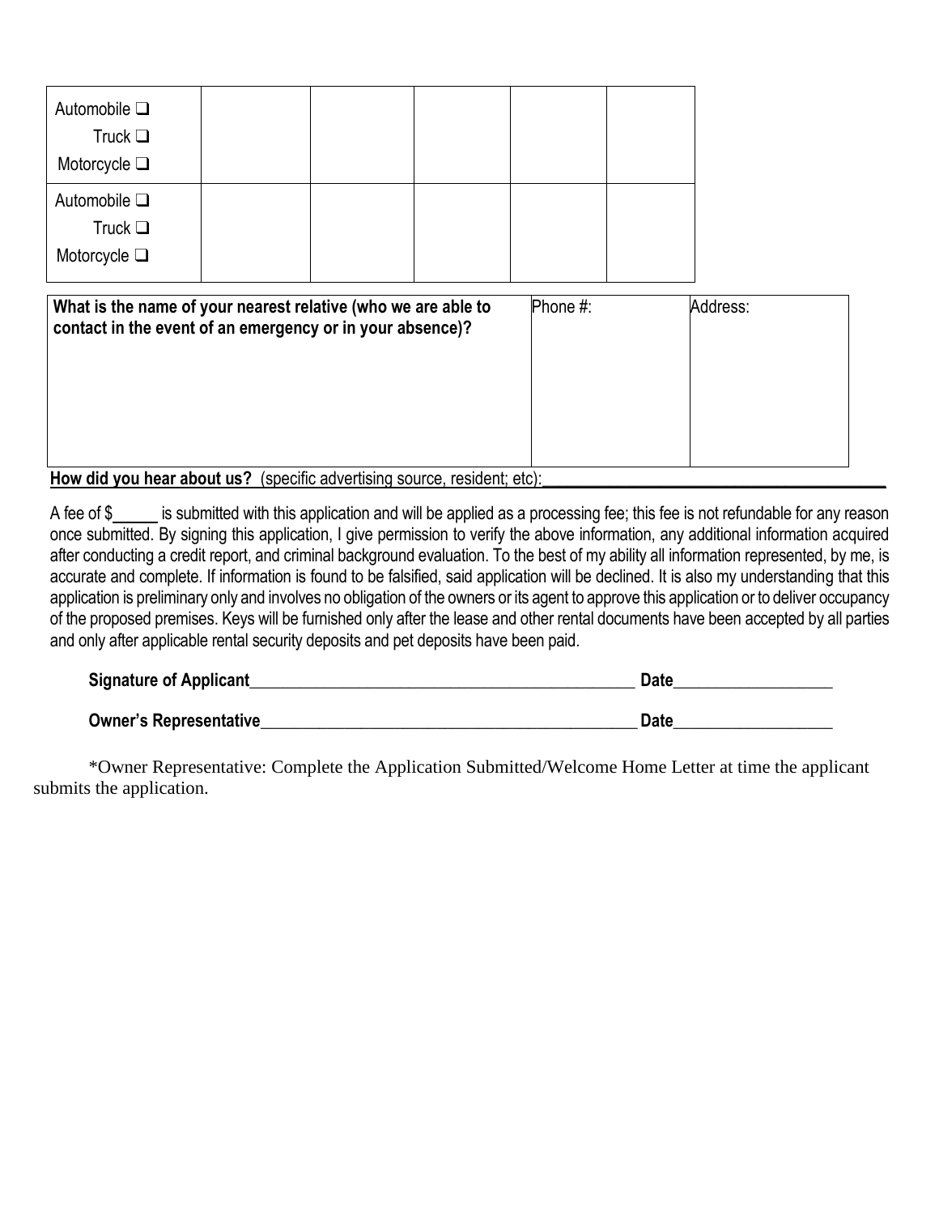| Automobile ❑ Truck ❑ Motorcycle ❑ | | | | | |
|---|---|---|---|---|---|
| Automobile ❑ Truck ❑ Motorcycle ❑ | | | | | |

| **What is the name of your nearest relative (who we are able to contact in the event of an emergency or in your absence)?** | Phone #: | Address: |
|---|---|---|
| | | |

**How did you hear about us?** (specific advertising source, resident; etc):_______________________________________

A fee of $_____ is submitted with this application and will be applied as a processing fee; this fee is not refundable for any reason once submitted. By signing this application, I give permission to verify the above information, any additional information acquired after conducting a credit report, and criminal background evaluation. To the best of my ability all information represented, by me, is accurate and complete. If information is found to be falsified, said application will be declined. It is also my understanding that this application is preliminary only and involves no obligation of the owners or its agent to approve this application or to deliver occupancy of the proposed premises. Keys will be furnished only after the lease and other rental documents have been accepted by all parties and only after applicable rental security deposits and pet deposits have been paid.

**Signature of Applicant**_______________________________________________ **Date**__________________

**Owner's Representative**_____________________________________________ **Date**__________________

*Owner Representative: Complete the Application Submitted/Welcome Home Letter at time the applicant submits the application.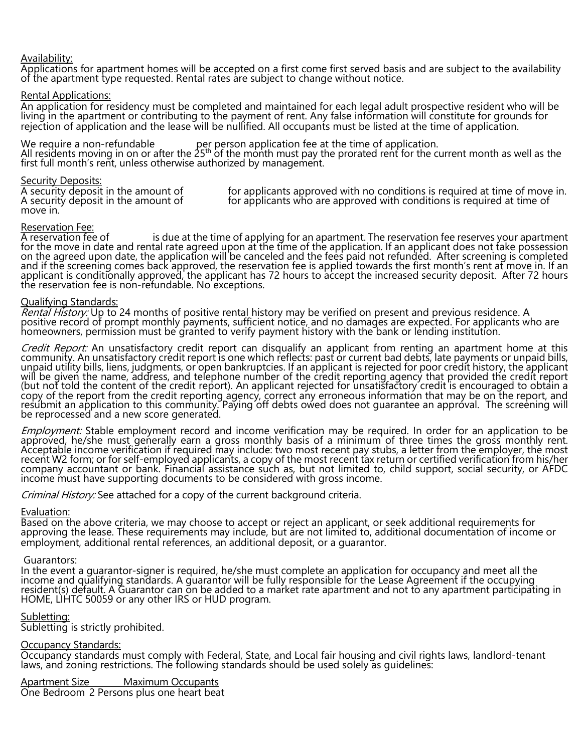Availability:

Applications for apartment homes will be accepted on a first come first served basis and are subject to the availability of the apartment type requested. Rental rates are subject to change without notice.

Rental Applications:

An application for residency must be completed and maintained for each legal adult prospective resident who will be living in the apartment or contributing to the payment of rent. Any false information will constitute for grounds for rejection of application and the lease will be nullified. All occupants must be listed at the time of application.

We require a non-refundable per person application fee at the time of application.
All residents moving in on or after the 25th of the month must pay the prorated rent for the current month as well as the first full month's rent, unless otherwise authorized by management.

Security Deposits:

A security deposit in the amount of for applicants approved with no conditions is required at time of move in.
A security deposit in the amount of for applicants who are approved with conditions is required at time of move in.

Reservation Fee:

A reservation fee of is due at the time of applying for an apartment. The reservation fee reserves your apartment for the move in date and rental rate agreed upon at the time of the application. If an applicant does not take possession on the agreed upon date, the application will be canceled and the fees paid not refunded. After screening is completed and if the screening comes back approved, the reservation fee is applied towards the first month's rent at move in. If an applicant is conditionally approved, the applicant has 72 hours to accept the increased security deposit. After 72 hours the reservation fee is non-refundable. No exceptions.

Qualifying Standards:

*Rental History:* Up to 24 months of positive rental history may be verified on present and previous residence. A positive record of prompt monthly payments, sufficient notice, and no damages are expected. For applicants who are homeowners, permission must be granted to verify payment history with the bank or lending institution.

*Credit Report:* An unsatisfactory credit report can disqualify an applicant from renting an apartment home at this community. An unsatisfactory credit report is one which reflects: past or current bad debts, late payments or unpaid bills, unpaid utility bills, liens, judgments, or open bankruptcies. If an applicant is rejected for poor credit history, the applicant will be given the name, address, and telephone number of the credit reporting agency that provided the credit report (but not told the content of the credit report). An applicant rejected for unsatisfactory credit is encouraged to obtain a copy of the report from the credit reporting agency, correct any erroneous information that may be on the report, and resubmit an application to this community. Paying off debts owed does not guarantee an approval. The screening will be reprocessed and a new score generated.

*Employment:* Stable employment record and income verification may be required. In order for an application to be approved, he/she must generally earn a gross monthly basis of a minimum of three times the gross monthly rent. Acceptable income verification if required may include: two most recent pay stubs, a letter from the employer, the most recent W2 form; or for self-employed applicants, a copy of the most recent tax return or certified verification from his/her company accountant or bank. Financial assistance such as, but not limited to, child support, social security, or AFDC income must have supporting documents to be considered with gross income.

*Criminal History:* See attached for a copy of the current background criteria.

Evaluation:

Based on the above criteria, we may choose to accept or reject an applicant, or seek additional requirements for approving the lease. These requirements may include, but are not limited to, additional documentation of income or employment, additional rental references, an additional deposit, or a guarantor.

Guarantors:

In the event a guarantor-signer is required, he/she must complete an application for occupancy and meet all the income and qualifying standards. A guarantor will be fully responsible for the Lease Agreement if the occupying resident(s) default. A Guarantor can on be added to a market rate apartment and not to any apartment participating in HOME, LIHTC 50059 or any other IRS or HUD program.

Subletting:

Subletting is strictly prohibited.

Occupancy Standards:

Occupancy standards must comply with Federal, State, and Local fair housing and civil rights laws, landlord-tenant laws, and zoning restrictions. The following standards should be used solely as guidelines:

| Apartment Size | Maximum Occupants |
|---|---|
| One Bedroom | 2 Persons plus one heart beat |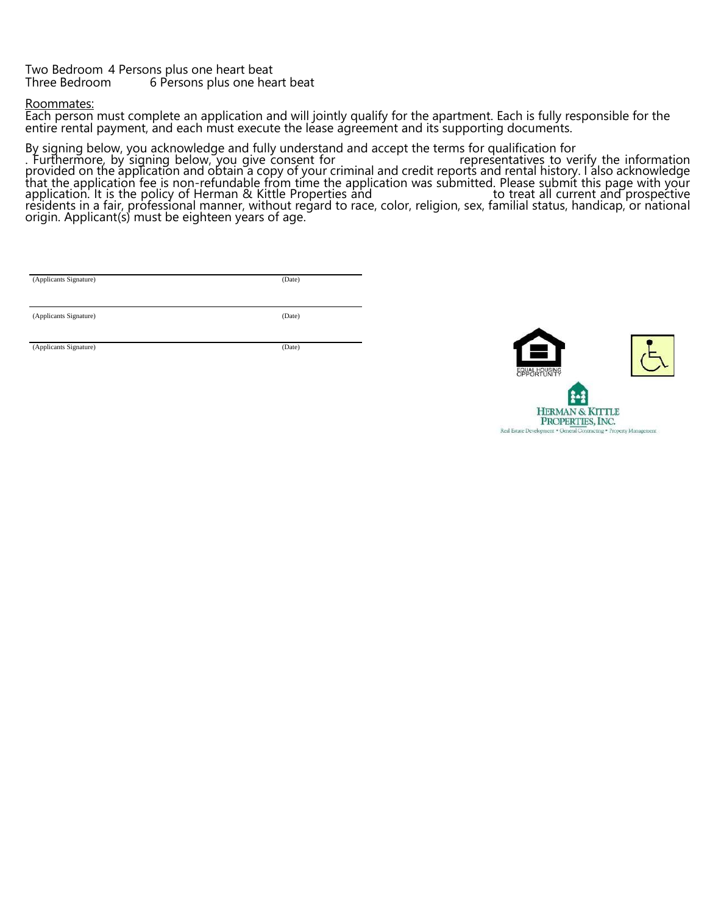Two Bedroom 4 Persons plus one heart beat
Three Bedroom 6 Persons plus one heart beat

Roommates:
Each person must complete an application and will jointly qualify for the apartment. Each is fully responsible for the entire rental payment, and each must execute the lease agreement and its supporting documents.

By signing below, you acknowledge and fully understand and accept the terms for qualification for . Furthermore, by signing below, you give consent for representatives to verify the information provided on the application and obtain a copy of your criminal and credit reports and rental history. I also acknowledge that the application fee is non-refundable from time the application was submitted. Please submit this page with your application. It is the policy of Herman & Kittle Properties and to treat all current and prospective residents in a fair, professional manner, without regard to race, color, religion, sex, familial status, handicap, or national origin. Applicant(s) must be eighteen years of age.

(Applicants Signature) (Date)

(Applicants Signature) (Date)

(Applicants Signature) (Date)

EQUAL HOUSING OPPORTUNITY

HERMAN & KITTLE PROPERTIES, INC.
Real Estate Development • General Contracting • Property Management